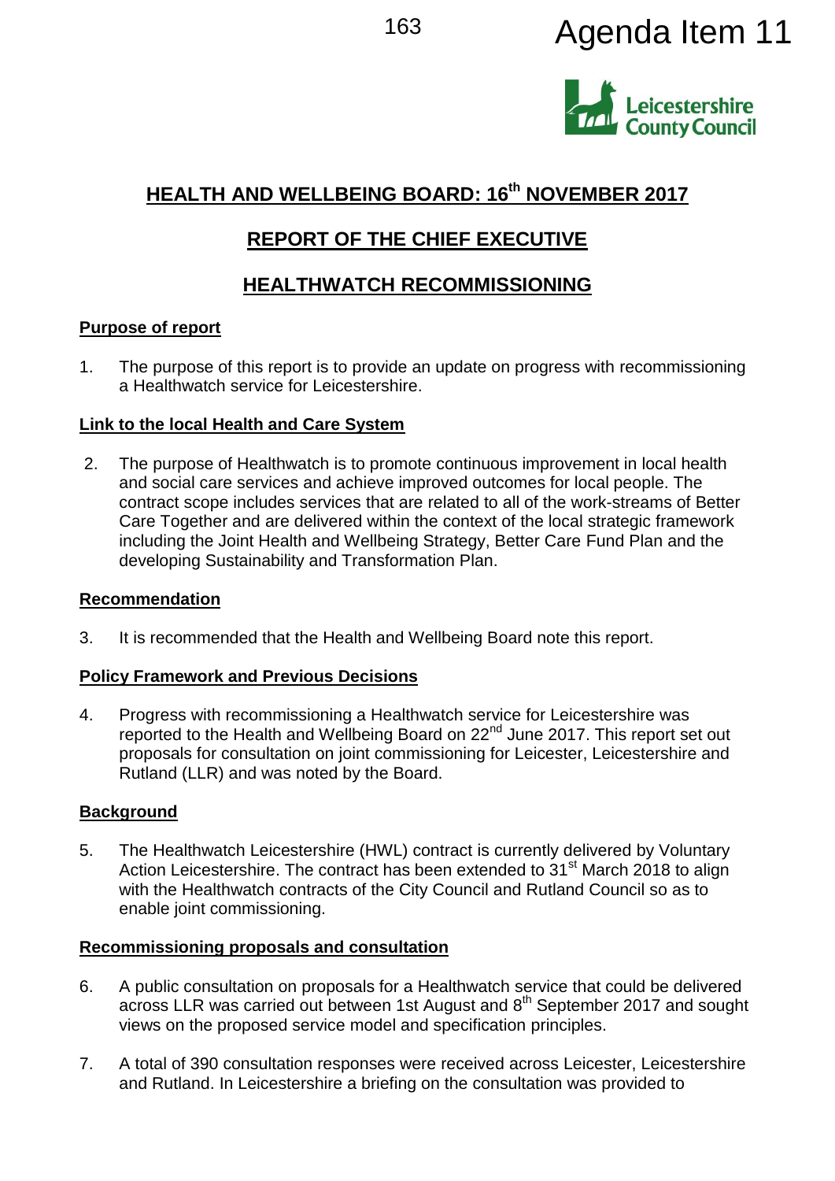Agenda Item 11

# HEALTH AND WELLBEING BOARD: 16th NOVEMBER 2017

## REPORT OF THE CHIEF EXECUTIVE

## HEALTHWATCH RECOMMISSIONING

**Purpose of report**

1. The purpose of this report is to provide an update on progress with recommissioning a Healthwatch service for Leicestershire.

**Link to the local Health and Care System**

2. The purpose of Healthwatch is to promote continuous improvement in local health and social care services and achieve improved outcomes for local people. The contract scope includes services that are related to all of the work-streams of Better Care Together and are delivered within the context of the local strategic framework including the Joint Health and Wellbeing Strategy, Better Care Fund Plan and the developing Sustainability and Transformation Plan.

**Recommendation**

3. It is recommended that the Health and Wellbeing Board note this report.

**Policy Framework and Previous Decisions**

4. Progress with recommissioning a Healthwatch service for Leicestershire was reported to the Health and Wellbeing Board on 22nd June 2017. This report set out proposals for consultation on joint commissioning for Leicester, Leicestershire and Rutland (LLR) and was noted by the Board.

**Background**

5. The Healthwatch Leicestershire (HWL) contract is currently delivered by Voluntary Action Leicestershire. The contract has been extended to 31st March 2018 to align with the Healthwatch contracts of the City Council and Rutland Council so as to enable joint commissioning.

**Recommissioning proposals and consultation**

6. A public consultation on proposals for a Healthwatch service that could be delivered across LLR was carried out between 1st August and 8th September 2017 and sought views on the proposed service model and specification principles.

7. A total of 390 consultation responses were received across Leicester, Leicestershire and Rutland. In Leicestershire a briefing on the consultation was provided to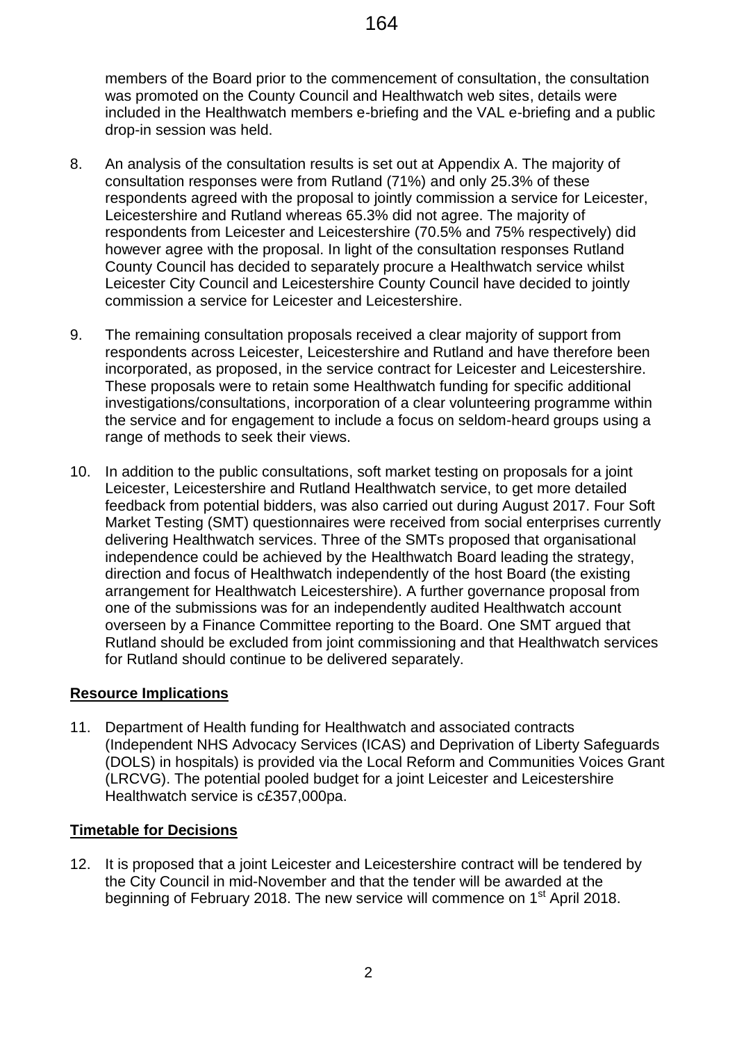members of the Board prior to the commencement of consultation, the consultation was promoted on the County Council and Healthwatch web sites, details were included in the Healthwatch members e-briefing and the VAL e-briefing and a public drop-in session was held.

8. An analysis of the consultation results is set out at Appendix A. The majority of consultation responses were from Rutland (71%) and only 25.3% of these respondents agreed with the proposal to jointly commission a service for Leicester, Leicestershire and Rutland whereas 65.3% did not agree. The majority of respondents from Leicester and Leicestershire (70.5% and 75% respectively) did however agree with the proposal. In light of the consultation responses Rutland County Council has decided to separately procure a Healthwatch service whilst Leicester City Council and Leicestershire County Council have decided to jointly commission a service for Leicester and Leicestershire.

9. The remaining consultation proposals received a clear majority of support from respondents across Leicester, Leicestershire and Rutland and have therefore been incorporated, as proposed, in the service contract for Leicester and Leicestershire. These proposals were to retain some Healthwatch funding for specific additional investigations/consultations, incorporation of a clear volunteering programme within the service and for engagement to include a focus on seldom-heard groups using a range of methods to seek their views.

10. In addition to the public consultations, soft market testing on proposals for a joint Leicester, Leicestershire and Rutland Healthwatch service, to get more detailed feedback from potential bidders, was also carried out during August 2017. Four Soft Market Testing (SMT) questionnaires were received from social enterprises currently delivering Healthwatch services. Three of the SMTs proposed that organisational independence could be achieved by the Healthwatch Board leading the strategy, direction and focus of Healthwatch independently of the host Board (the existing arrangement for Healthwatch Leicestershire). A further governance proposal from one of the submissions was for an independently audited Healthwatch account overseen by a Finance Committee reporting to the Board. One SMT argued that Rutland should be excluded from joint commissioning and that Healthwatch services for Rutland should continue to be delivered separately.

## Resource Implications

11. Department of Health funding for Healthwatch and associated contracts (Independent NHS Advocacy Services (ICAS) and Deprivation of Liberty Safeguards (DOLS) in hospitals) is provided via the Local Reform and Communities Voices Grant (LRCVG). The potential pooled budget for a joint Leicester and Leicestershire Healthwatch service is c£357,000pa.

## Timetable for Decisions

12. It is proposed that a joint Leicester and Leicestershire contract will be tendered by the City Council in mid-November and that the tender will be awarded at the beginning of February 2018. The new service will commence on 1st April 2018.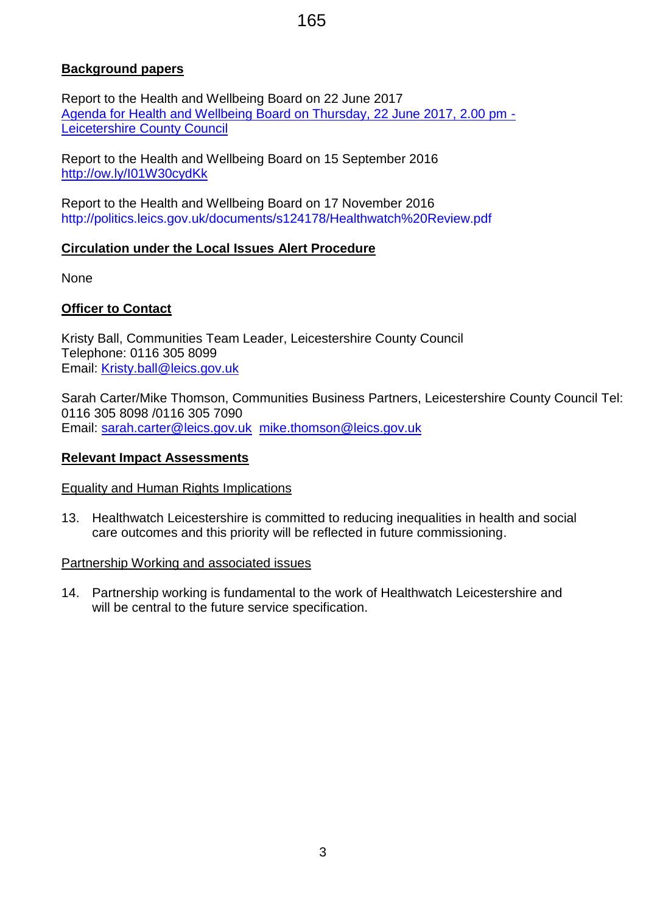**Background papers**

Report to the Health and Wellbeing Board on 22 June 2017
Agenda for Health and Wellbeing Board on Thursday, 22 June 2017, 2.00 pm - Leicetershire County Council

Report to the Health and Wellbeing Board on 15 September 2016
http://ow.ly/I01W30cydKk

Report to the Health and Wellbeing Board on 17 November 2016
http://politics.leics.gov.uk/documents/s124178/Healthwatch%20Review.pdf

**Circulation under the Local Issues Alert Procedure**

None

**Officer to Contact**

Kristy Ball, Communities Team Leader, Leicestershire County Council
Telephone: 0116 305 8099
Email: Kristy.ball@leics.gov.uk

Sarah Carter/Mike Thomson, Communities Business Partners, Leicestershire County Council Tel: 0116 305 8098 /0116 305 7090
Email: sarah.carter@leics.gov.uk mike.thomson@leics.gov.uk

**Relevant Impact Assessments**

Equality and Human Rights Implications

13. Healthwatch Leicestershire is committed to reducing inequalities in health and social care outcomes and this priority will be reflected in future commissioning.

Partnership Working and associated issues

14. Partnership working is fundamental to the work of Healthwatch Leicestershire and will be central to the future service specification.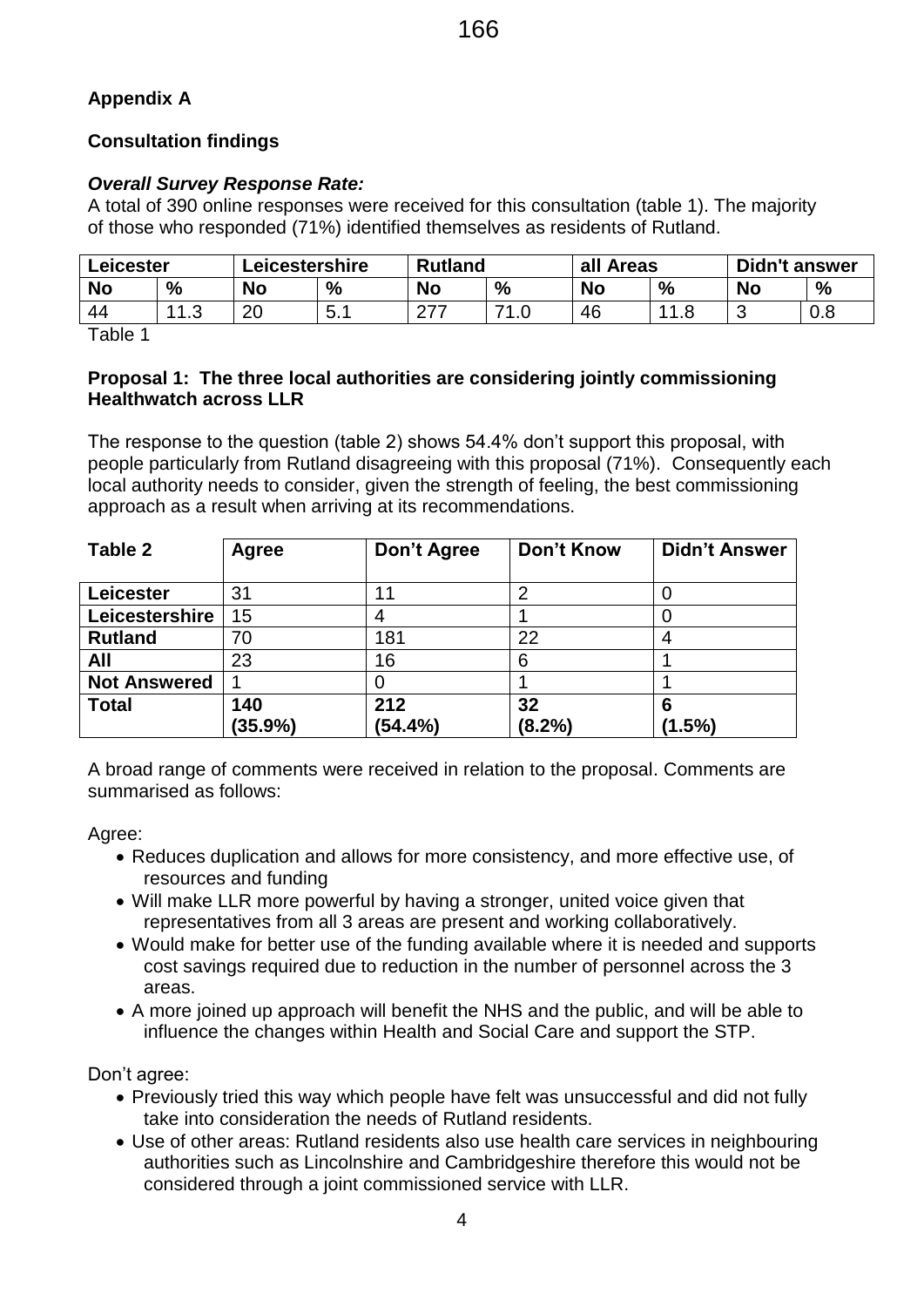**Appendix A**

**Consultation findings**

***Overall Survey Response Rate:***

A total of 390 online responses were received for this consultation (table 1). The majority of those who responded (71%) identified themselves as residents of Rutland.

| Leicester | | Leicestershire | | Rutland | | all Areas | | Didn't answer | |
|---|---|---|---|---|---|---|---|---|---|
| **No** | **%** | **No** | **%** | **No** | **%** | **No** | **%** | **No** | **%** |
| 44 | 11.3 | 20 | 5.1 | 277 | 71.0 | 46 | 11.8 | 3 | 0.8 |

Table 1

**Proposal 1: The three local authorities are considering jointly commissioning Healthwatch across LLR**

The response to the question (table 2) shows 54.4% don't support this proposal, with people particularly from Rutland disagreeing with this proposal (71%). Consequently each local authority needs to consider, given the strength of feeling, the best commissioning approach as a result when arriving at its recommendations.

| Table 2 | Agree | Don't Agree | Don't Know | Didn't Answer |
|---|---|---|---|---|
| **Leicester** | 31 | 11 | 2 | 0 |
| **Leicestershire** | 15 | 4 | 1 | 0 |
| **Rutland** | 70 | 181 | 22 | 4 |
| **All** | 23 | 16 | 6 | 1 |
| **Not Answered** | 1 | 0 | 1 | 1 |
| **Total** | **140 (35.9%)** | **212 (54.4%)** | **32 (8.2%)** | **6 (1.5%)** |

A broad range of comments were received in relation to the proposal. Comments are summarised as follows:

Agree:

- Reduces duplication and allows for more consistency, and more effective use, of resources and funding
- Will make LLR more powerful by having a stronger, united voice given that representatives from all 3 areas are present and working collaboratively.
- Would make for better use of the funding available where it is needed and supports cost savings required due to reduction in the number of personnel across the 3 areas.
- A more joined up approach will benefit the NHS and the public, and will be able to influence the changes within Health and Social Care and support the STP.

Don't agree:

- Previously tried this way which people have felt was unsuccessful and did not fully take into consideration the needs of Rutland residents.
- Use of other areas: Rutland residents also use health care services in neighbouring authorities such as Lincolnshire and Cambridgeshire therefore this would not be considered through a joint commissioned service with LLR.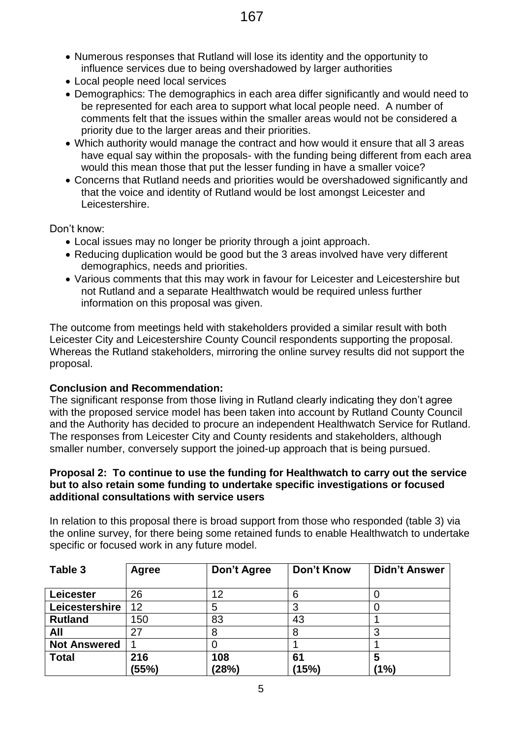- Numerous responses that Rutland will lose its identity and the opportunity to influence services due to being overshadowed by larger authorities
- Local people need local services
- Demographics: The demographics in each area differ significantly and would need to be represented for each area to support what local people need. A number of comments felt that the issues within the smaller areas would not be considered a priority due to the larger areas and their priorities.
- Which authority would manage the contract and how would it ensure that all 3 areas have equal say within the proposals- with the funding being different from each area would this mean those that put the lesser funding in have a smaller voice?
- Concerns that Rutland needs and priorities would be overshadowed significantly and that the voice and identity of Rutland would be lost amongst Leicester and Leicestershire.

Don't know:

- Local issues may no longer be priority through a joint approach.
- Reducing duplication would be good but the 3 areas involved have very different demographics, needs and priorities.
- Various comments that this may work in favour for Leicester and Leicestershire but not Rutland and a separate Healthwatch would be required unless further information on this proposal was given.

The outcome from meetings held with stakeholders provided a similar result with both Leicester City and Leicestershire County Council respondents supporting the proposal. Whereas the Rutland stakeholders, mirroring the online survey results did not support the proposal.

**Conclusion and Recommendation:**
The significant response from those living in Rutland clearly indicating they don't agree with the proposed service model has been taken into account by Rutland County Council and the Authority has decided to procure an independent Healthwatch Service for Rutland. The responses from Leicester City and County residents and stakeholders, although smaller number, conversely support the joined-up approach that is being pursued.

**Proposal 2: To continue to use the funding for Healthwatch to carry out the service but to also retain some funding to undertake specific investigations or focused additional consultations with service users**

In relation to this proposal there is broad support from those who responded (table 3) via the online survey, for there being some retained funds to enable Healthwatch to undertake specific or focused work in any future model.

| Table 3 | Agree | Don't Agree | Don't Know | Didn't Answer |
|---|---|---|---|---|
| **Leicester** | 26 | 12 | 6 | 0 |
| **Leicestershire** | 12 | 5 | 3 | 0 |
| **Rutland** | 150 | 83 | 43 | 1 |
| **All** | 27 | 8 | 8 | 3 |
| **Not Answered** | 1 | 0 | 1 | 1 |
| **Total** | **216 (55%)** | **108 (28%)** | **61 (15%)** | **5 (1%)** |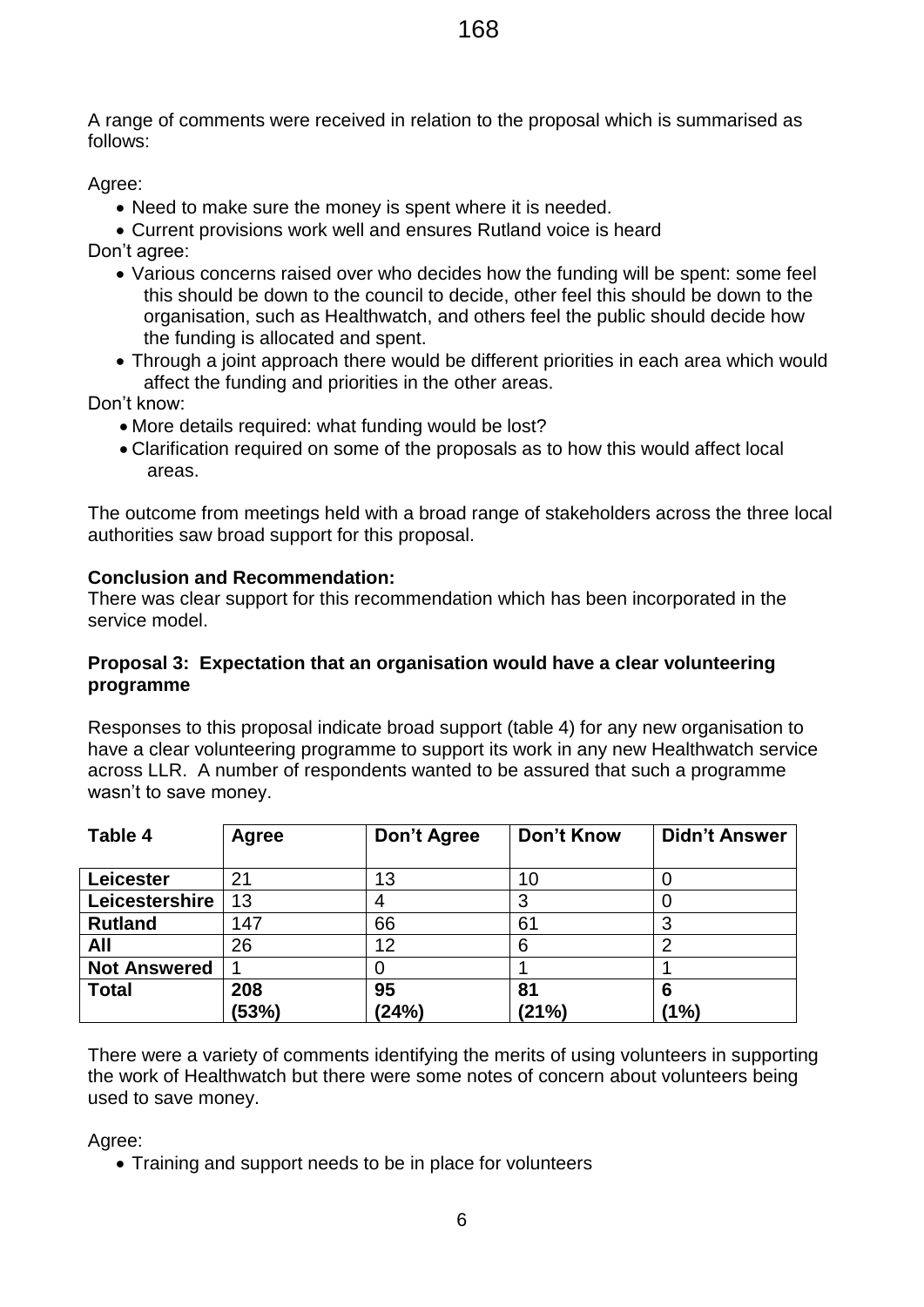A range of comments were received in relation to the proposal which is summarised as follows:

Agree:

- Need to make sure the money is spent where it is needed.
- Current provisions work well and ensures Rutland voice is heard

Don't agree:

- Various concerns raised over who decides how the funding will be spent: some feel this should be down to the council to decide, other feel this should be down to the organisation, such as Healthwatch, and others feel the public should decide how the funding is allocated and spent.
- Through a joint approach there would be different priorities in each area which would affect the funding and priorities in the other areas.

Don't know:

- More details required: what funding would be lost?
- Clarification required on some of the proposals as to how this would affect local areas.

The outcome from meetings held with a broad range of stakeholders across the three local authorities saw broad support for this proposal.

**Conclusion and Recommendation:**
There was clear support for this recommendation which has been incorporated in the service model.

**Proposal 3: Expectation that an organisation would have a clear volunteering programme**

Responses to this proposal indicate broad support (table 4) for any new organisation to have a clear volunteering programme to support its work in any new Healthwatch service across LLR. A number of respondents wanted to be assured that such a programme wasn't to save money.

| Table 4 | Agree | Don't Agree | Don't Know | Didn't Answer |
|---|---|---|---|---|
| **Leicester** | 21 | 13 | 10 | 0 |
| **Leicestershire** | 13 | 4 | 3 | 0 |
| **Rutland** | 147 | 66 | 61 | 3 |
| **All** | 26 | 12 | 6 | 2 |
| **Not Answered** | 1 | 0 | 1 | 1 |
| **Total** | **208 (53%)** | **95 (24%)** | **81 (21%)** | **6 (1%)** |

There were a variety of comments identifying the merits of using volunteers in supporting the work of Healthwatch but there were some notes of concern about volunteers being used to save money.

Agree:

- Training and support needs to be in place for volunteers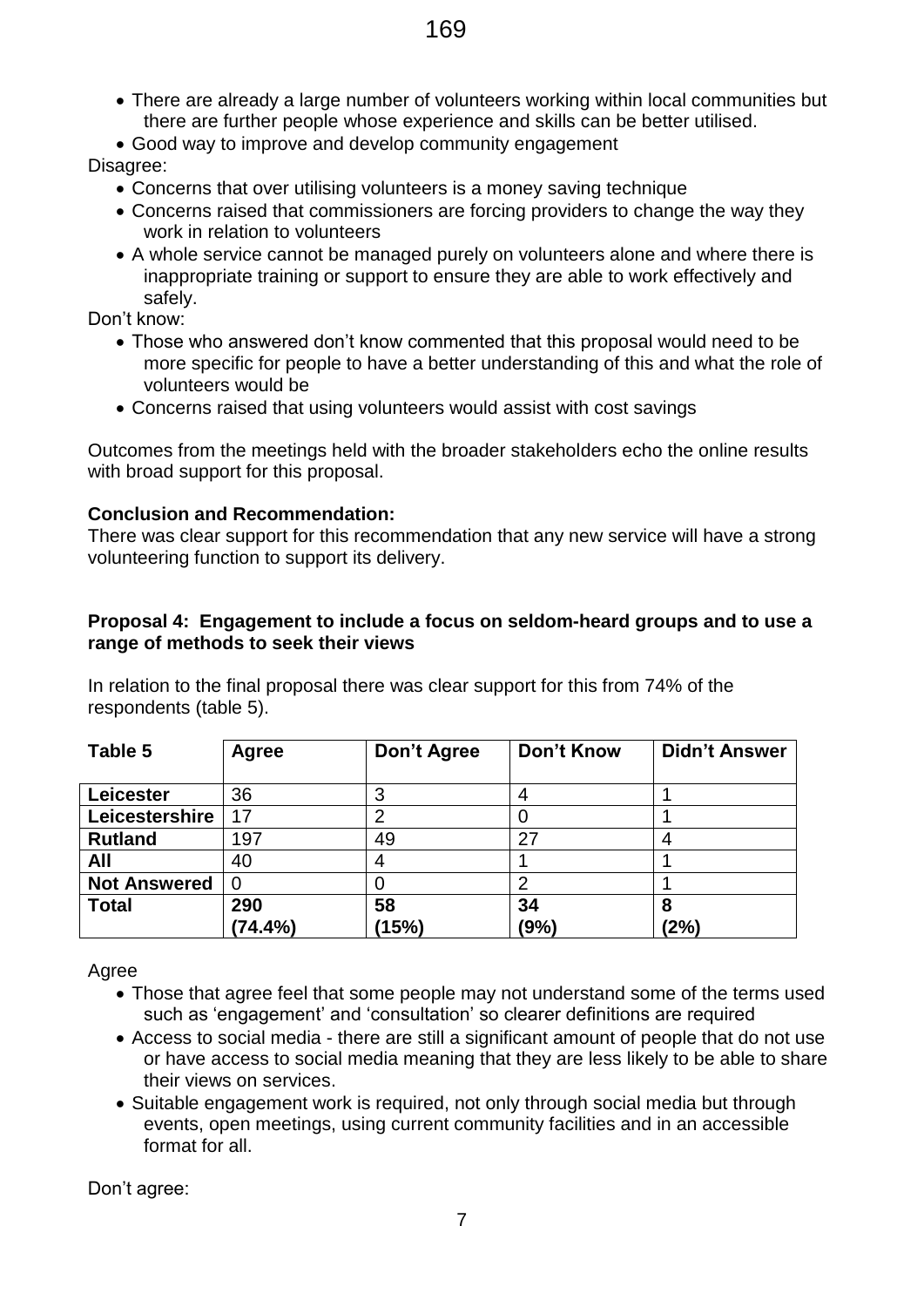- There are already a large number of volunteers working within local communities but there are further people whose experience and skills can be better utilised.
- Good way to improve and develop community engagement

Disagree:

- Concerns that over utilising volunteers is a money saving technique
- Concerns raised that commissioners are forcing providers to change the way they work in relation to volunteers
- A whole service cannot be managed purely on volunteers alone and where there is inappropriate training or support to ensure they are able to work effectively and safely.

Don't know:

- Those who answered don't know commented that this proposal would need to be more specific for people to have a better understanding of this and what the role of volunteers would be
- Concerns raised that using volunteers would assist with cost savings

Outcomes from the meetings held with the broader stakeholders echo the online results with broad support for this proposal.

**Conclusion and Recommendation:**

There was clear support for this recommendation that any new service will have a strong volunteering function to support its delivery.

**Proposal 4: Engagement to include a focus on seldom-heard groups and to use a range of methods to seek their views**

In relation to the final proposal there was clear support for this from 74% of the respondents (table 5).

| Table 5 | Agree | Don't Agree | Don't Know | Didn't Answer |
|---|---|---|---|---|
| **Leicester** | 36 | 3 | 4 | 1 |
| **Leicestershire** | 17 | 2 | 0 | 1 |
| **Rutland** | 197 | 49 | 27 | 4 |
| **All** | 40 | 4 | 1 | 1 |
| **Not Answered** | 0 | 0 | 2 | 1 |
| **Total** | **290 (74.4%)** | **58 (15%)** | **34 (9%)** | **8 (2%)** |

Agree

- Those that agree feel that some people may not understand some of the terms used such as 'engagement' and 'consultation' so clearer definitions are required
- Access to social media - there are still a significant amount of people that do not use or have access to social media meaning that they are less likely to be able to share their views on services.
- Suitable engagement work is required, not only through social media but through events, open meetings, using current community facilities and in an accessible format for all.

Don't agree: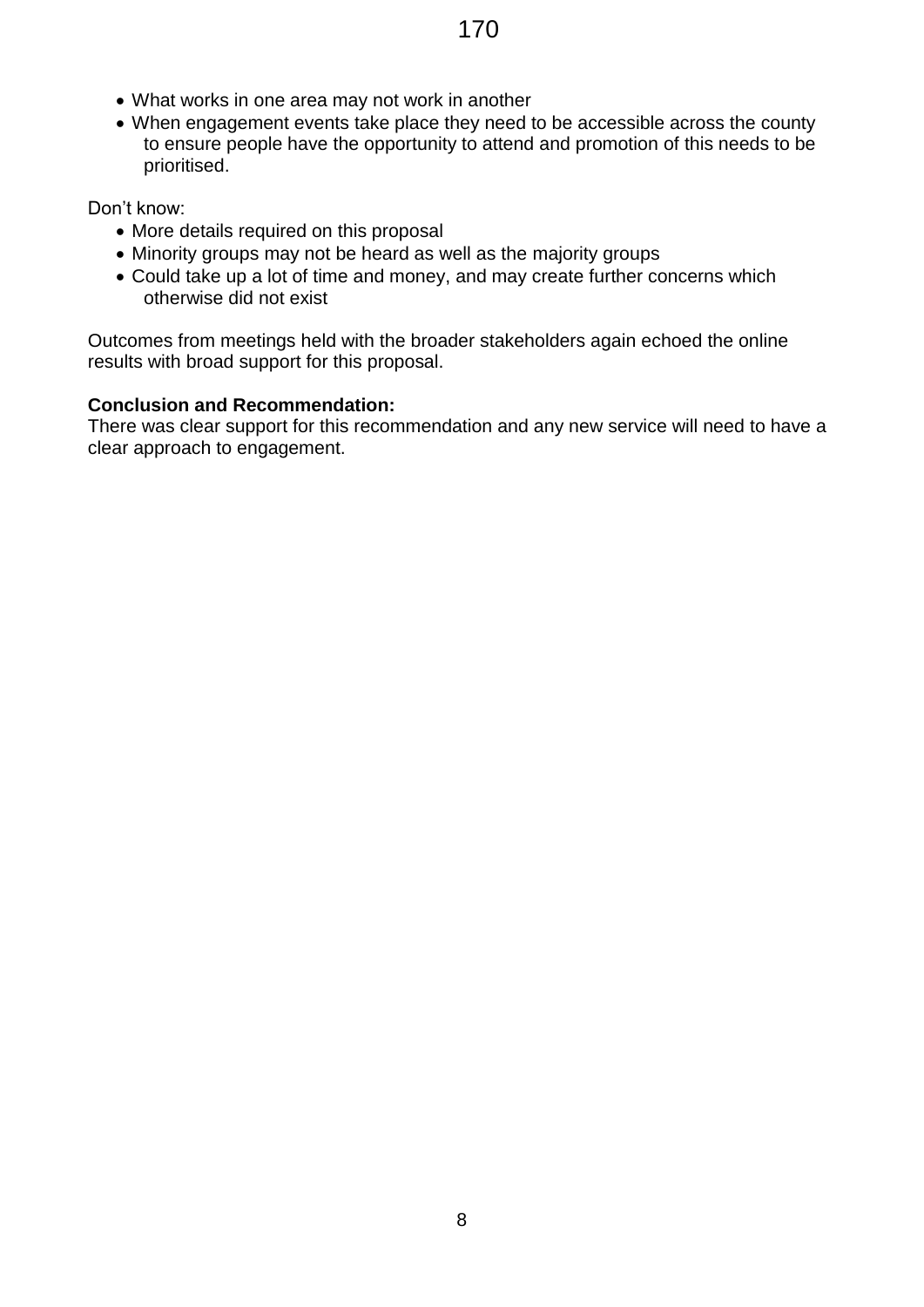- What works in one area may not work in another
- When engagement events take place they need to be accessible across the county to ensure people have the opportunity to attend and promotion of this needs to be prioritised.

Don't know:

- More details required on this proposal
- Minority groups may not be heard as well as the majority groups
- Could take up a lot of time and money, and may create further concerns which otherwise did not exist

Outcomes from meetings held with the broader stakeholders again echoed the online results with broad support for this proposal.

**Conclusion and Recommendation:**

There was clear support for this recommendation and any new service will need to have a clear approach to engagement.